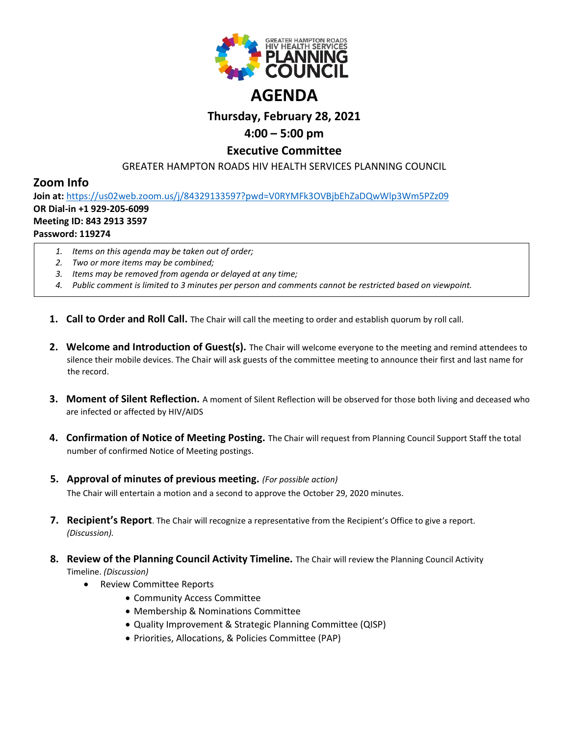GREATER HAMPTON ROADS HIV HEALTH SERVICES PLANNING COUNCIL

# AGENDA

## Thursday, February 28, 2021

## 4:00 – 5:00 pm

## Executive Committee

GREATER HAMPTON ROADS HIV HEALTH SERVICES PLANNING COUNCIL

## Zoom Info

**Join at:** https://us02web.zoom.us/j/84329133597?pwd=V0RYMFk3OVBjbEhZaDQwWlp3Wm5PZz09
**OR Dial-in +1 929-205-6099**
**Meeting ID: 843 2913 3597**
**Password: 119274**

1. *Items on this agenda may be taken out of order;*
2. *Two or more items may be combined;*
3. *Items may be removed from agenda or delayed at any time;*
4. *Public comment is limited to 3 minutes per person and comments cannot be restricted based on viewpoint.*

**1. Call to Order and Roll Call.** The Chair will call the meeting to order and establish quorum by roll call.

**2. Welcome and Introduction of Guest(s).** The Chair will welcome everyone to the meeting and remind attendees to silence their mobile devices. The Chair will ask guests of the committee meeting to announce their first and last name for the record.

**3. Moment of Silent Reflection.** A moment of Silent Reflection will be observed for those both living and deceased who are infected or affected by HIV/AIDS

**4. Confirmation of Notice of Meeting Posting.** The Chair will request from Planning Council Support Staff the total number of confirmed Notice of Meeting postings.

**5. Approval of minutes of previous meeting.** *(For possible action)*
The Chair will entertain a motion and a second to approve the October 29, 2020 minutes.

**7. Recipient's Report**. The Chair will recognize a representative from the Recipient's Office to give a report. *(Discussion).*

**8. Review of the Planning Council Activity Timeline.** The Chair will review the Planning Council Activity Timeline. *(Discussion)*

- Review Committee Reports
  - Community Access Committee
  - Membership & Nominations Committee
  - Quality Improvement & Strategic Planning Committee (QISP)
  - Priorities, Allocations, & Policies Committee (PAP)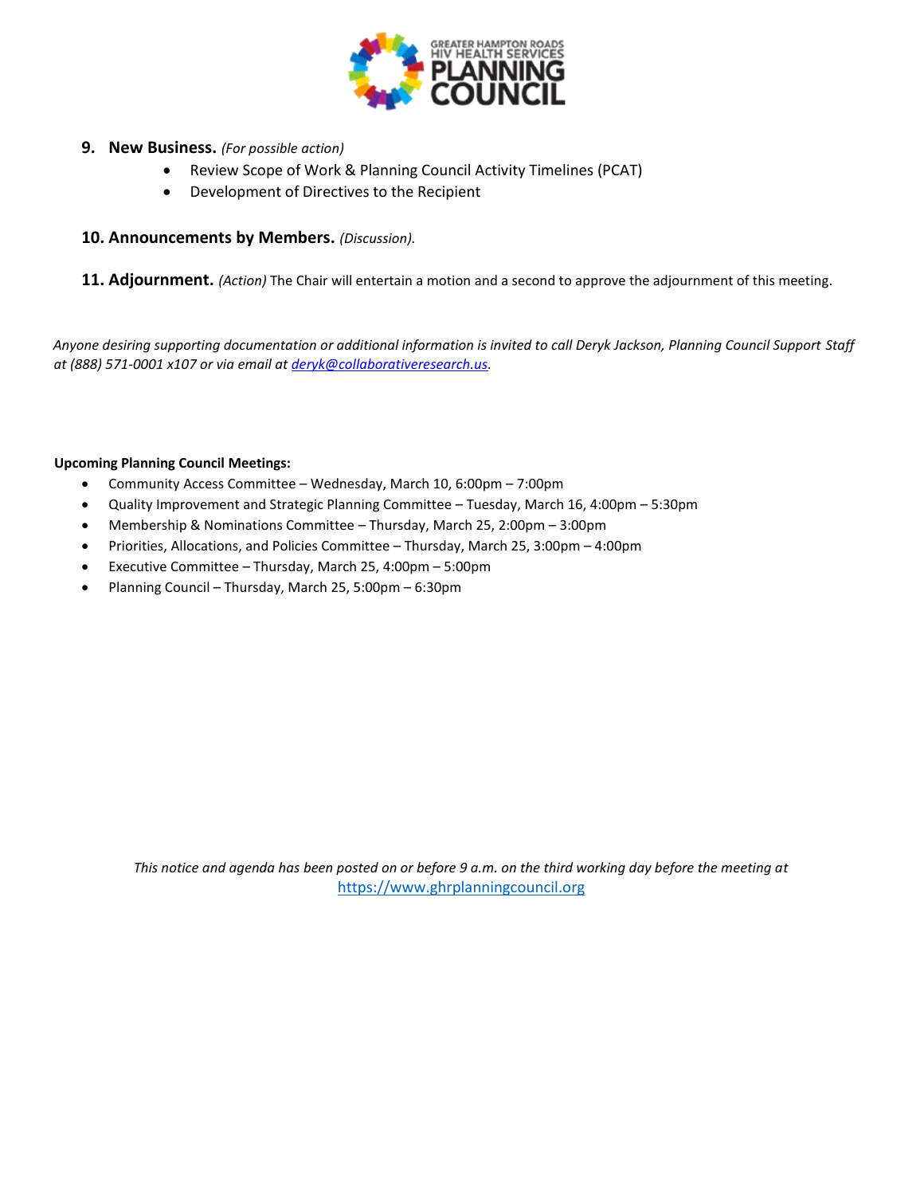GREATER HAMPTON ROADS HIV HEALTH SERVICES PLANNING COUNCIL

9. **New Business.** *(For possible action)*
   - Review Scope of Work & Planning Council Activity Timelines (PCAT)
   - Development of Directives to the Recipient

10. **Announcements by Members.** *(Discussion).*

11. **Adjournment.** *(Action)* The Chair will entertain a motion and a second to approve the adjournment of this meeting.

*Anyone desiring supporting documentation or additional information is invited to call Deryk Jackson, Planning Council Support Staff at (888) 571-0001 x107 or via email at [deryk@collaborativeresearch.us](mailto:deryk@collaborativeresearch.us).*

**Upcoming Planning Council Meetings:**

- Community Access Committee – Wednesday, March 10, 6:00pm – 7:00pm
- Quality Improvement and Strategic Planning Committee – Tuesday, March 16, 4:00pm – 5:30pm
- Membership & Nominations Committee – Thursday, March 25, 2:00pm – 3:00pm
- Priorities, Allocations, and Policies Committee – Thursday, March 25, 3:00pm – 4:00pm
- Executive Committee – Thursday, March 25, 4:00pm – 5:00pm
- Planning Council – Thursday, March 25, 5:00pm – 6:30pm

*This notice and agenda has been posted on or before 9 a.m. on the third working day before the meeting at* [https://www.ghrplanningcouncil.org](https://www.ghrplanningcouncil.org)